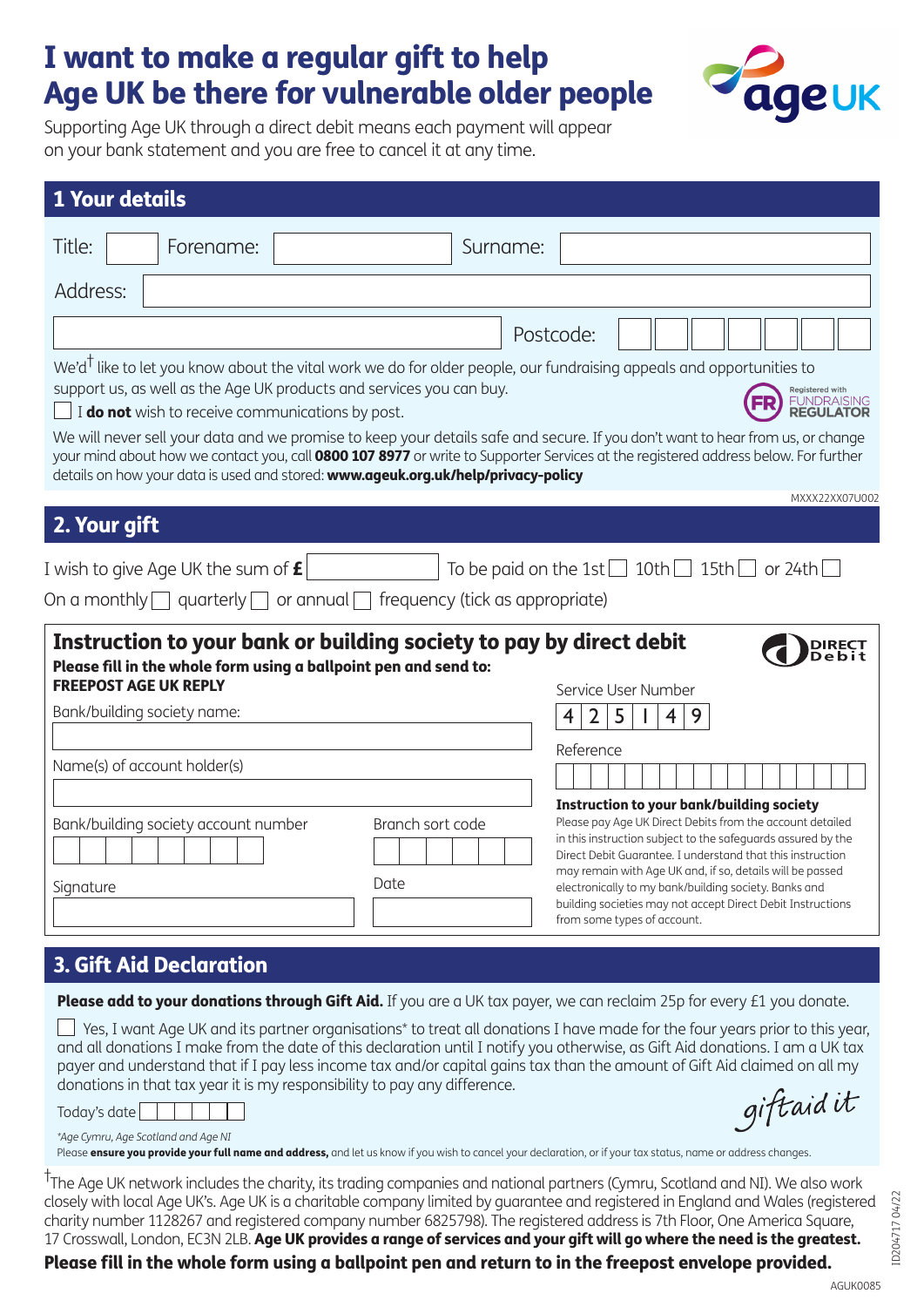# I want to make a regular gift to help Age UK be there for vulnerable older people

Supporting Age UK through a direct debit means each payment will appear on your bank statement and you are free to cancel it at any time.

## 1 Your details

Title: ______ Forename: ______ Surname: ______

Address: ______

______ Postcode: ______

We'd† like to let you know about the vital work we do for older people, our fundraising appeals and opportunities to support us, as well as the Age UK products and services you can buy.

☐ I **do not** wish to receive communications by post.

Registered with FUNDRAISING REGULATOR

We will never sell your data and we promise to keep your details safe and secure. If you don't want to hear from us, or change your mind about how we contact you, call **0800 107 8977** or write to Supporter Services at the registered address below. For further details on how your data is used and stored: **www.ageuk.org.uk/help/privacy-policy**

MXXX22XX07U002

## 2. Your gift

I wish to give Age UK the sum of **£** ______ To be paid on the 1st ☐ 10th ☐ 15th ☐ or 24th ☐

On a monthly ☐ quarterly ☐ or annual ☐ frequency (tick as appropriate)

### Instruction to your bank or building society to pay by direct debit

DIRECT Debit

**Please fill in the whole form using a ballpoint pen and send to:**
**FREEPOST AGE UK REPLY**

Bank/building society name: ______

Name(s) of account holder(s) ______

Bank/building society account number ______ Branch sort code ______

Signature ______ Date ______

Service User Number

| 4 | 2 | 5 | 1 | 4 | 9 |
|---|---|---|---|---|---|

Reference ______

**Instruction to your bank/building society**
Please pay Age UK Direct Debits from the account detailed in this instruction subject to the safeguards assured by the Direct Debit Guarantee. I understand that this instruction may remain with Age UK and, if so, details will be passed electronically to my bank/building society. Banks and building societies may not accept Direct Debit Instructions from some types of account.

## 3. Gift Aid Declaration

**Please add to your donations through Gift Aid.** If you are a UK tax payer, we can reclaim 25p for every £1 you donate.

☐ Yes, I want Age UK and its partner organisations* to treat all donations I have made for the four years prior to this year, and all donations I make from the date of this declaration until I notify you otherwise, as Gift Aid donations. I am a UK tax payer and understand that if I pay less income tax and/or capital gains tax than the amount of Gift Aid claimed on all my donations in that tax year it is my responsibility to pay any difference.

Today's date ______

giftaid it

*\*Age Cymru, Age Scotland and Age NI*

Please **ensure you provide your full name and address,** and let us know if you wish to cancel your declaration, or if your tax status, name or address changes.

†The Age UK network includes the charity, its trading companies and national partners (Cymru, Scotland and NI). We also work closely with local Age UKs. Age UK is a charitable company limited by guarantee and registered in England and Wales (registered charity number 1128267 and registered company number 6825798). The registered address is 7th Floor, One America Square, 17 Crosswall, London, EC3N 2LB. **Age UK provides a range of services and your gift will go where the need is the greatest.**

**Please fill in the whole form using a ballpoint pen and return to in the freepost envelope provided.**

ID204717 04/22

AGUK0085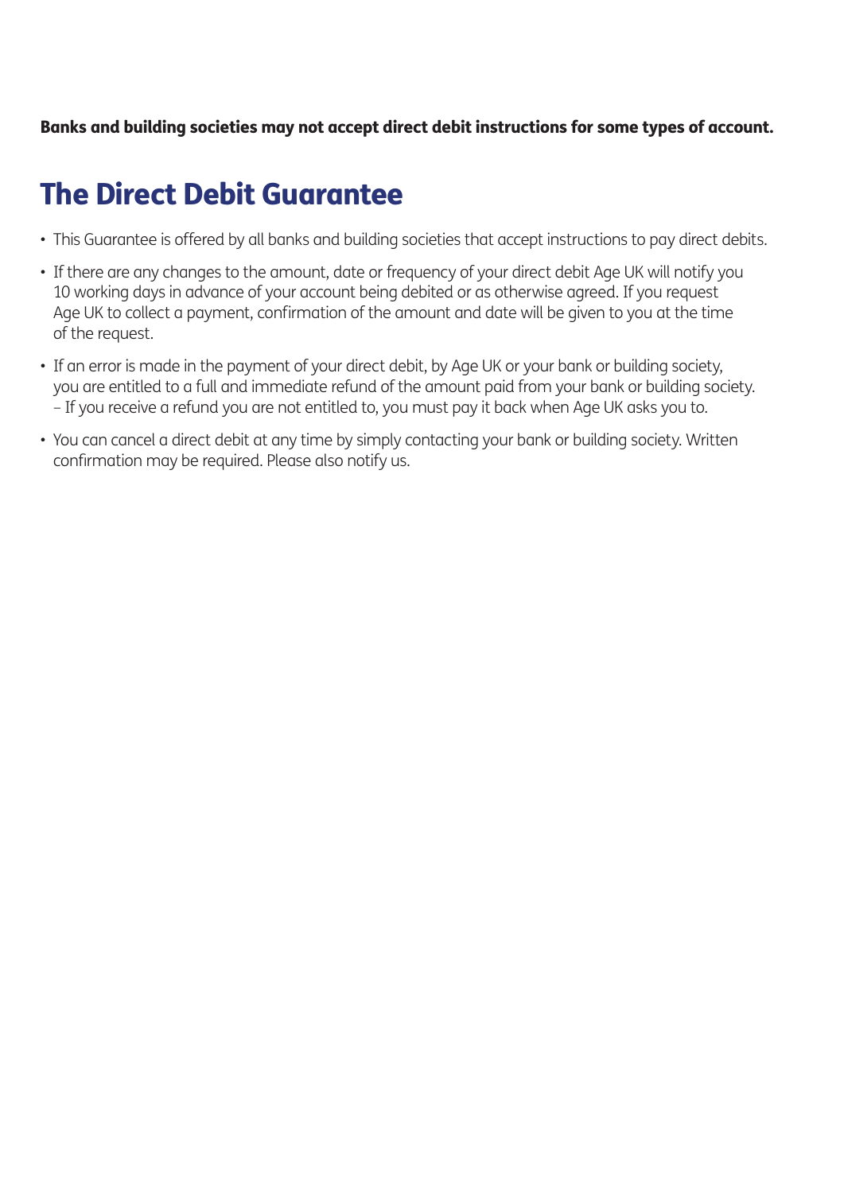**Banks and building societies may not accept direct debit instructions for some types of account.**

# The Direct Debit Guarantee

- This Guarantee is offered by all banks and building societies that accept instructions to pay direct debits.
- If there are any changes to the amount, date or frequency of your direct debit Age UK will notify you 10 working days in advance of your account being debited or as otherwise agreed. If you request Age UK to collect a payment, confirmation of the amount and date will be given to you at the time of the request.
- If an error is made in the payment of your direct debit, by Age UK or your bank or building society, you are entitled to a full and immediate refund of the amount paid from your bank or building society.
  – If you receive a refund you are not entitled to, you must pay it back when Age UK asks you to.
- You can cancel a direct debit at any time by simply contacting your bank or building society. Written confirmation may be required. Please also notify us.